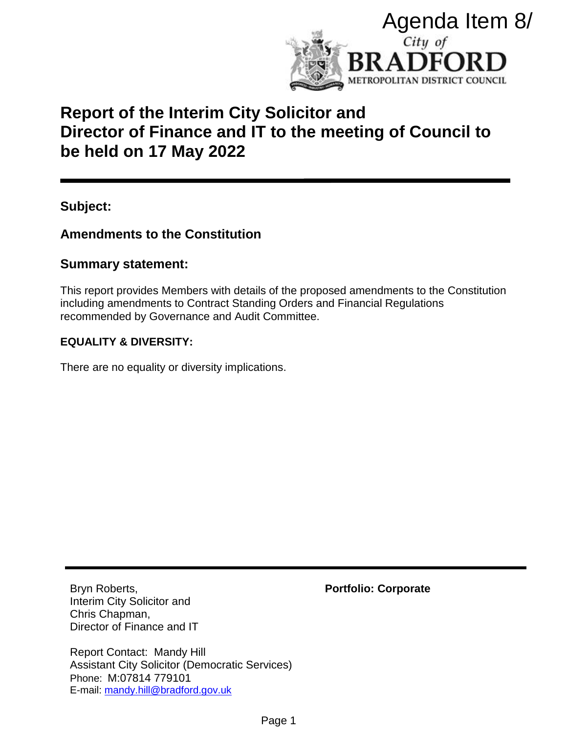Agenda Item 8/

City of
**BRADFORD**
METROPOLITAN DISTRICT COUNCIL

# Report of the Interim City Solicitor and Director of Finance and IT to the meeting of Council to be held on 17 May 2022

---

## Subject:

## Amendments to the Constitution

## Summary statement:

This report provides Members with details of the proposed amendments to the Constitution including amendments to Contract Standing Orders and Financial Regulations recommended by Governance and Audit Committee.

**EQUALITY & DIVERSITY:**

There are no equality or diversity implications.

---

Bryn Roberts,
Interim City Solicitor and
Chris Chapman,
Director of Finance and IT

**Portfolio: Corporate**

Report Contact: Mandy Hill
Assistant City Solicitor (Democratic Services)
Phone: M:07814 779101
E-mail: mandy.hill@bradford.gov.uk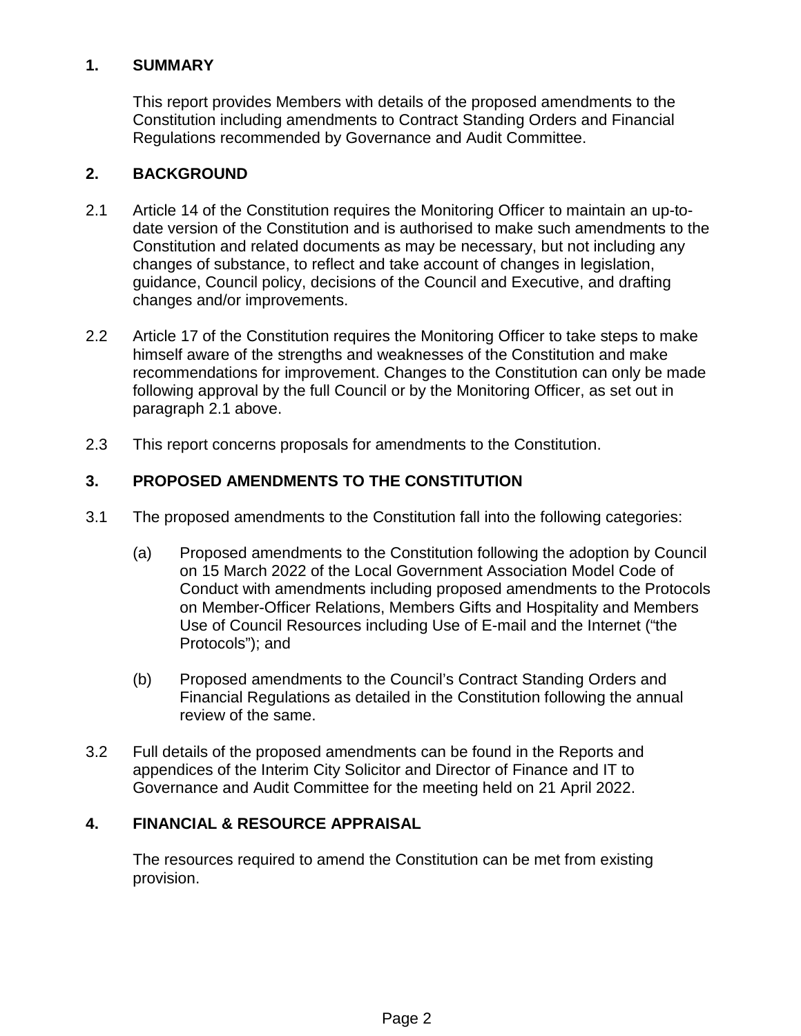## 1. SUMMARY

This report provides Members with details of the proposed amendments to the Constitution including amendments to Contract Standing Orders and Financial Regulations recommended by Governance and Audit Committee.

## 2. BACKGROUND

2.1 Article 14 of the Constitution requires the Monitoring Officer to maintain an up-to-date version of the Constitution and is authorised to make such amendments to the Constitution and related documents as may be necessary, but not including any changes of substance, to reflect and take account of changes in legislation, guidance, Council policy, decisions of the Council and Executive, and drafting changes and/or improvements.

2.2 Article 17 of the Constitution requires the Monitoring Officer to take steps to make himself aware of the strengths and weaknesses of the Constitution and make recommendations for improvement. Changes to the Constitution can only be made following approval by the full Council or by the Monitoring Officer, as set out in paragraph 2.1 above.

2.3 This report concerns proposals for amendments to the Constitution.

## 3. PROPOSED AMENDMENTS TO THE CONSTITUTION

3.1 The proposed amendments to the Constitution fall into the following categories:

(a) Proposed amendments to the Constitution following the adoption by Council on 15 March 2022 of the Local Government Association Model Code of Conduct with amendments including proposed amendments to the Protocols on Member-Officer Relations, Members Gifts and Hospitality and Members Use of Council Resources including Use of E-mail and the Internet ("the Protocols"); and

(b) Proposed amendments to the Council's Contract Standing Orders and Financial Regulations as detailed in the Constitution following the annual review of the same.

3.2 Full details of the proposed amendments can be found in the Reports and appendices of the Interim City Solicitor and Director of Finance and IT to Governance and Audit Committee for the meeting held on 21 April 2022.

## 4. FINANCIAL & RESOURCE APPRAISAL

The resources required to amend the Constitution can be met from existing provision.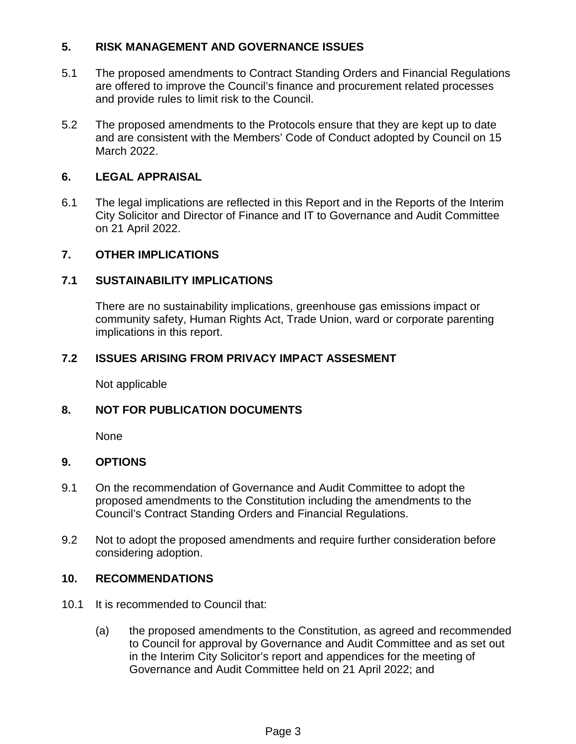## 5. RISK MANAGEMENT AND GOVERNANCE ISSUES

5.1 The proposed amendments to Contract Standing Orders and Financial Regulations are offered to improve the Council's finance and procurement related processes and provide rules to limit risk to the Council.

5.2 The proposed amendments to the Protocols ensure that they are kept up to date and are consistent with the Members' Code of Conduct adopted by Council on 15 March 2022.

## 6. LEGAL APPRAISAL

6.1 The legal implications are reflected in this Report and in the Reports of the Interim City Solicitor and Director of Finance and IT to Governance and Audit Committee on 21 April 2022.

## 7. OTHER IMPLICATIONS

### 7.1 SUSTAINABILITY IMPLICATIONS

There are no sustainability implications, greenhouse gas emissions impact or community safety, Human Rights Act, Trade Union, ward or corporate parenting implications in this report.

### 7.2 ISSUES ARISING FROM PRIVACY IMPACT ASSESMENT

Not applicable

## 8. NOT FOR PUBLICATION DOCUMENTS

None

## 9. OPTIONS

9.1 On the recommendation of Governance and Audit Committee to adopt the proposed amendments to the Constitution including the amendments to the Council's Contract Standing Orders and Financial Regulations.

9.2 Not to adopt the proposed amendments and require further consideration before considering adoption.

## 10. RECOMMENDATIONS

10.1 It is recommended to Council that:

(a) the proposed amendments to the Constitution, as agreed and recommended to Council for approval by Governance and Audit Committee and as set out in the Interim City Solicitor's report and appendices for the meeting of Governance and Audit Committee held on 21 April 2022; and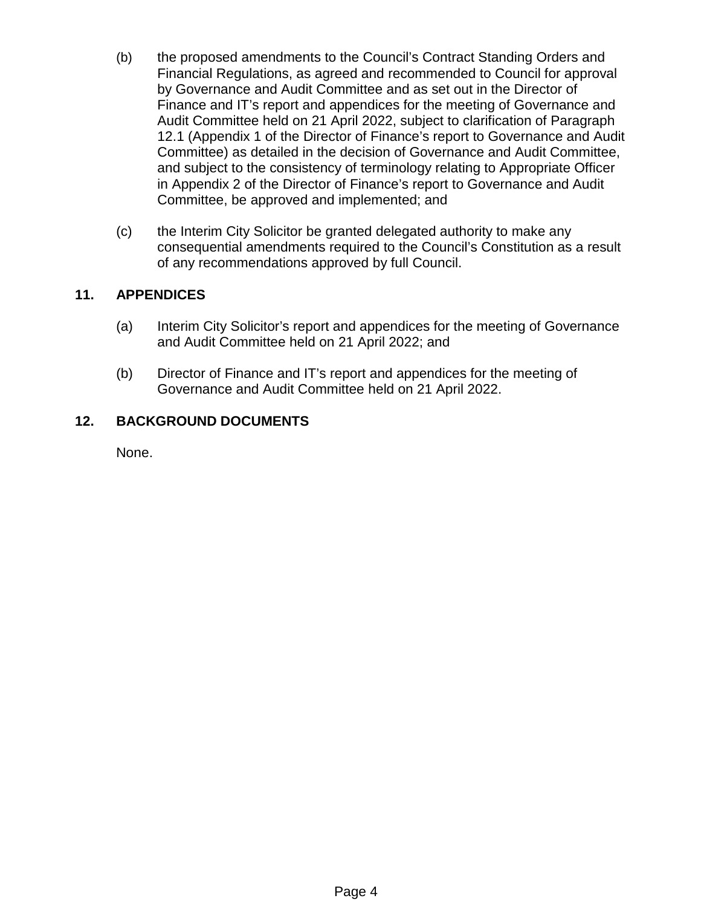(b) the proposed amendments to the Council's Contract Standing Orders and Financial Regulations, as agreed and recommended to Council for approval by Governance and Audit Committee and as set out in the Director of Finance and IT's report and appendices for the meeting of Governance and Audit Committee held on 21 April 2022, subject to clarification of Paragraph 12.1 (Appendix 1 of the Director of Finance's report to Governance and Audit Committee) as detailed in the decision of Governance and Audit Committee, and subject to the consistency of terminology relating to Appropriate Officer in Appendix 2 of the Director of Finance's report to Governance and Audit Committee, be approved and implemented; and

(c) the Interim City Solicitor be granted delegated authority to make any consequential amendments required to the Council's Constitution as a result of any recommendations approved by full Council.

## 11. APPENDICES

(a) Interim City Solicitor's report and appendices for the meeting of Governance and Audit Committee held on 21 April 2022; and

(b) Director of Finance and IT's report and appendices for the meeting of Governance and Audit Committee held on 21 April 2022.

## 12. BACKGROUND DOCUMENTS

None.